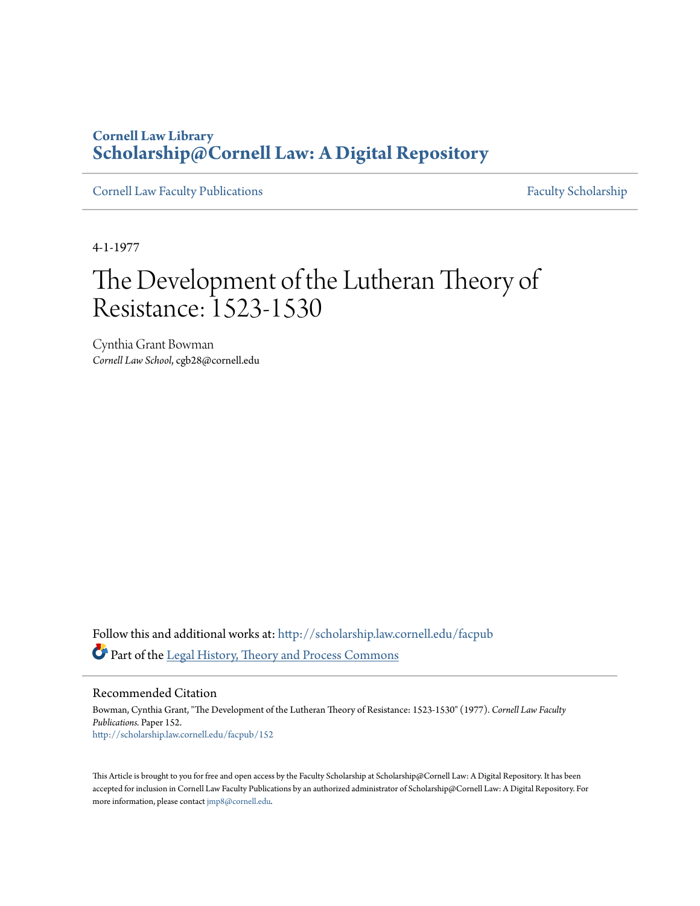**Cornell Law Library**
**Scholarship@Cornell Law: A Digital Repository**

Cornell Law Faculty Publications | Faculty Scholarship

4-1-1977

# The Development of the Lutheran Theory of Resistance: 1523-1530

Cynthia Grant Bowman
*Cornell Law School*, cgb28@cornell.edu

Follow this and additional works at: http://scholarship.law.cornell.edu/facpub

Part of the Legal History, Theory and Process Commons

## Recommended Citation

Bowman, Cynthia Grant, "The Development of the Lutheran Theory of Resistance: 1523-1530" (1977). *Cornell Law Faculty Publications.* Paper 152.
http://scholarship.law.cornell.edu/facpub/152

This Article is brought to you for free and open access by the Faculty Scholarship at Scholarship@Cornell Law: A Digital Repository. It has been accepted for inclusion in Cornell Law Faculty Publications by an authorized administrator of Scholarship@Cornell Law: A Digital Repository. For more information, please contact jmp8@cornell.edu.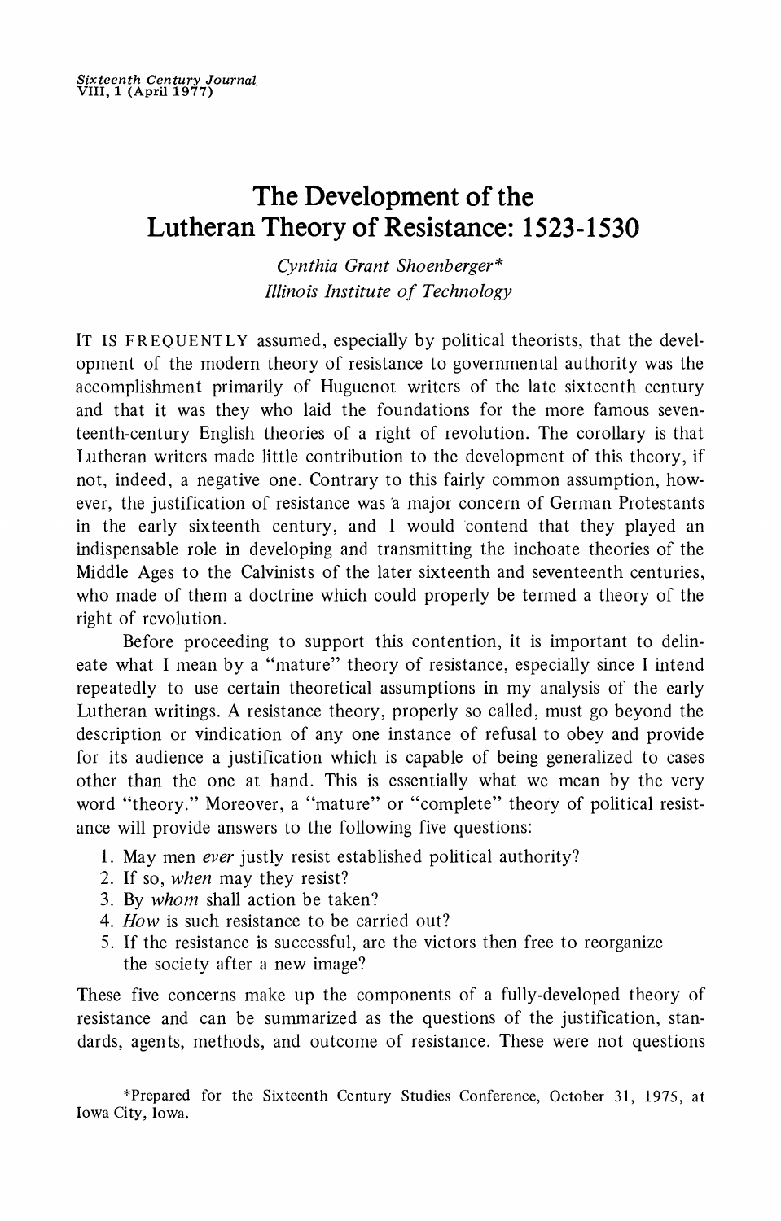# The Development of the Lutheran Theory of Resistance: 1523-1530

*Cynthia Grant Shoenberger\**
*Illinois Institute of Technology*

IT IS FREQUENTLY assumed, especially by political theorists, that the development of the modern theory of resistance to governmental authority was the accomplishment primarily of Huguenot writers of the late sixteenth century and that it was they who laid the foundations for the more famous seventeenth-century English theories of a right of revolution. The corollary is that Lutheran writers made little contribution to the development of this theory, if not, indeed, a negative one. Contrary to this fairly common assumption, however, the justification of resistance was a major concern of German Protestants in the early sixteenth century, and I would contend that they played an indispensable role in developing and transmitting the inchoate theories of the Middle Ages to the Calvinists of the later sixteenth and seventeenth centuries, who made of them a doctrine which could properly be termed a theory of the right of revolution.

Before proceeding to support this contention, it is important to delineate what I mean by a "mature" theory of resistance, especially since I intend repeatedly to use certain theoretical assumptions in my analysis of the early Lutheran writings. A resistance theory, properly so called, must go beyond the description or vindication of any one instance of refusal to obey and provide for its audience a justification which is capable of being generalized to cases other than the one at hand. This is essentially what we mean by the very word "theory." Moreover, a "mature" or "complete" theory of political resistance will provide answers to the following five questions:

1. May men *ever* justly resist established political authority?
2. If so, *when* may they resist?
3. By *whom* shall action be taken?
4. *How* is such resistance to be carried out?
5. If the resistance is successful, are the victors then free to reorganize the society after a new image?

These five concerns make up the components of a fully-developed theory of resistance and can be summarized as the questions of the justification, standards, agents, methods, and outcome of resistance. These were not questions

\*Prepared for the Sixteenth Century Studies Conference, October 31, 1975, at Iowa City, Iowa.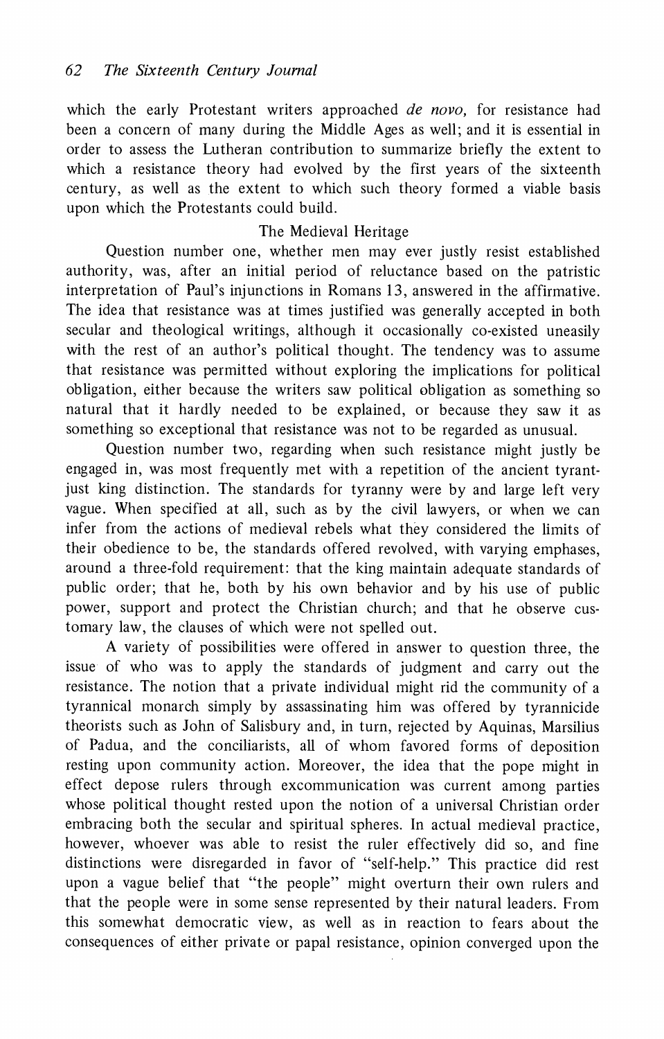which the early Protestant writers approached *de novo,* for resistance had been a concern of many during the Middle Ages as well; and it is essential in order to assess the Lutheran contribution to summarize briefly the extent to which a resistance theory had evolved by the first years of the sixteenth century, as well as the extent to which such theory formed a viable basis upon which the Protestants could build.

## The Medieval Heritage

Question number one, whether men may ever justly resist established authority, was, after an initial period of reluctance based on the patristic interpretation of Paul's injunctions in Romans 13, answered in the affirmative. The idea that resistance was at times justified was generally accepted in both secular and theological writings, although it occasionally co-existed uneasily with the rest of an author's political thought. The tendency was to assume that resistance was permitted without exploring the implications for political obligation, either because the writers saw political obligation as something so natural that it hardly needed to be explained, or because they saw it as something so exceptional that resistance was not to be regarded as unusual.

Question number two, regarding when such resistance might justly be engaged in, was most frequently met with a repetition of the ancient tyrant-just king distinction. The standards for tyranny were by and large left very vague. When specified at all, such as by the civil lawyers, or when we can infer from the actions of medieval rebels what they considered the limits of their obedience to be, the standards offered revolved, with varying emphases, around a three-fold requirement: that the king maintain adequate standards of public order; that he, both by his own behavior and by his use of public power, support and protect the Christian church; and that he observe customary law, the clauses of which were not spelled out.

A variety of possibilities were offered in answer to question three, the issue of who was to apply the standards of judgment and carry out the resistance. The notion that a private individual might rid the community of a tyrannical monarch simply by assassinating him was offered by tyrannicide theorists such as John of Salisbury and, in turn, rejected by Aquinas, Marsilius of Padua, and the conciliarists, all of whom favored forms of deposition resting upon community action. Moreover, the idea that the pope might in effect depose rulers through excommunication was current among parties whose political thought rested upon the notion of a universal Christian order embracing both the secular and spiritual spheres. In actual medieval practice, however, whoever was able to resist the ruler effectively did so, and fine distinctions were disregarded in favor of "self-help." This practice did rest upon a vague belief that "the people" might overturn their own rulers and that the people were in some sense represented by their natural leaders. From this somewhat democratic view, as well as in reaction to fears about the consequences of either private or papal resistance, opinion converged upon the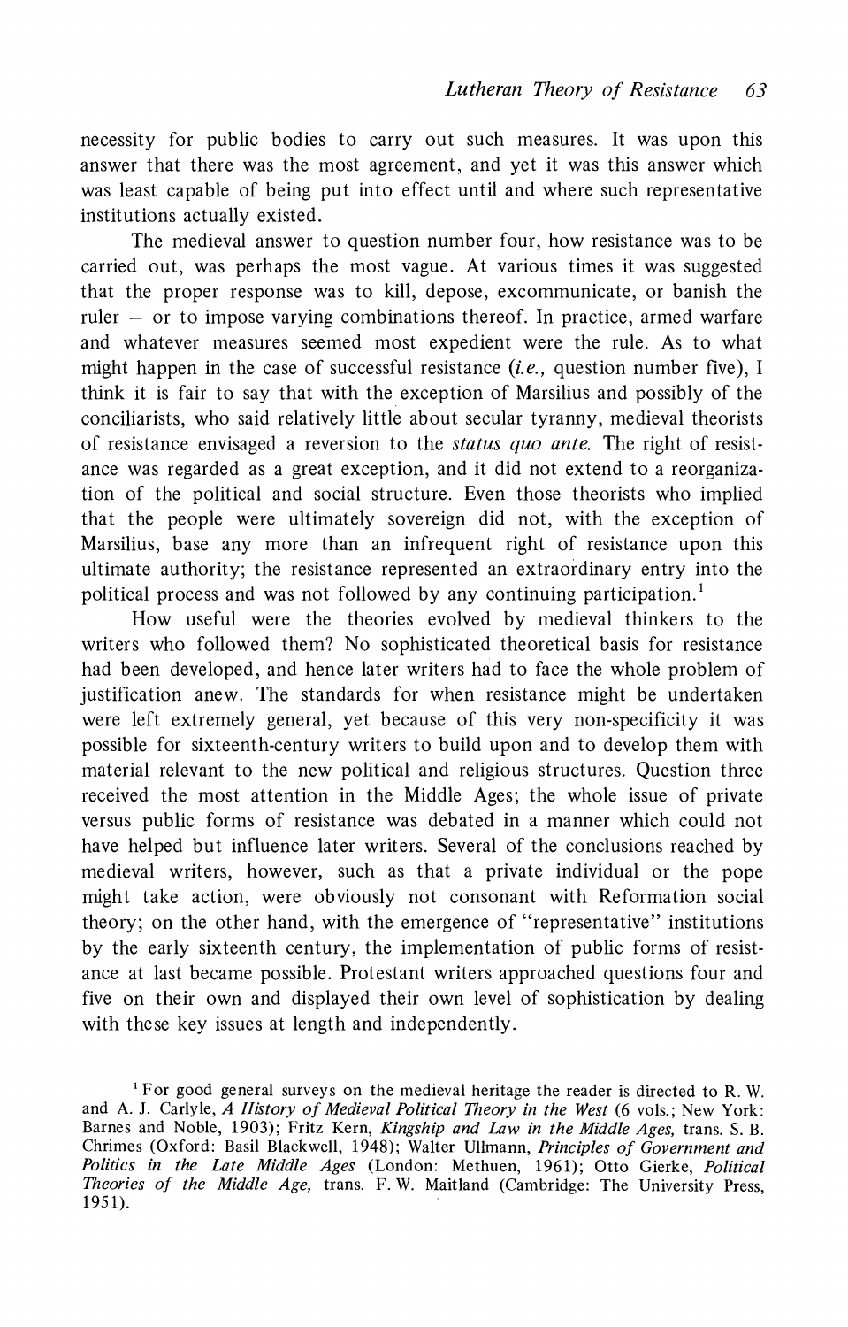necessity for public bodies to carry out such measures. It was upon this answer that there was the most agreement, and yet it was this answer which was least capable of being put into effect until and where such representative institutions actually existed.

The medieval answer to question number four, how resistance was to be carried out, was perhaps the most vague. At various times it was suggested that the proper response was to kill, depose, excommunicate, or banish the ruler – or to impose varying combinations thereof. In practice, armed warfare and whatever measures seemed most expedient were the rule. As to what might happen in the case of successful resistance (*i.e.,* question number five), I think it is fair to say that with the exception of Marsilius and possibly of the conciliarists, who said relatively little about secular tyranny, medieval theorists of resistance envisaged a reversion to the *status quo ante.* The right of resistance was regarded as a great exception, and it did not extend to a reorganization of the political and social structure. Even those theorists who implied that the people were ultimately sovereign did not, with the exception of Marsilius, base any more than an infrequent right of resistance upon this ultimate authority; the resistance represented an extraordinary entry into the political process and was not followed by any continuing participation.[1]

How useful were the theories evolved by medieval thinkers to the writers who followed them? No sophisticated theoretical basis for resistance had been developed, and hence later writers had to face the whole problem of justification anew. The standards for when resistance might be undertaken were left extremely general, yet because of this very non-specificity it was possible for sixteenth-century writers to build upon and to develop them with material relevant to the new political and religious structures. Question three received the most attention in the Middle Ages; the whole issue of private versus public forms of resistance was debated in a manner which could not have helped but influence later writers. Several of the conclusions reached by medieval writers, however, such as that a private individual or the pope might take action, were obviously not consonant with Reformation social theory; on the other hand, with the emergence of "representative" institutions by the early sixteenth century, the implementation of public forms of resistance at last became possible. Protestant writers approached questions four and five on their own and displayed their own level of sophistication by dealing with these key issues at length and independently.

[1] For good general surveys on the medieval heritage the reader is directed to R. W. and A. J. Carlyle, *A History of Medieval Political Theory in the West* (6 vols.; New York: Barnes and Noble, 1903); Fritz Kern, *Kingship and Law in the Middle Ages,* trans. S. B. Chrimes (Oxford: Basil Blackwell, 1948); Walter Ullmann, *Principles of Government and Politics in the Late Middle Ages* (London: Methuen, 1961); Otto Gierke, *Political Theories of the Middle Age,* trans. F. W. Maitland (Cambridge: The University Press, 1951).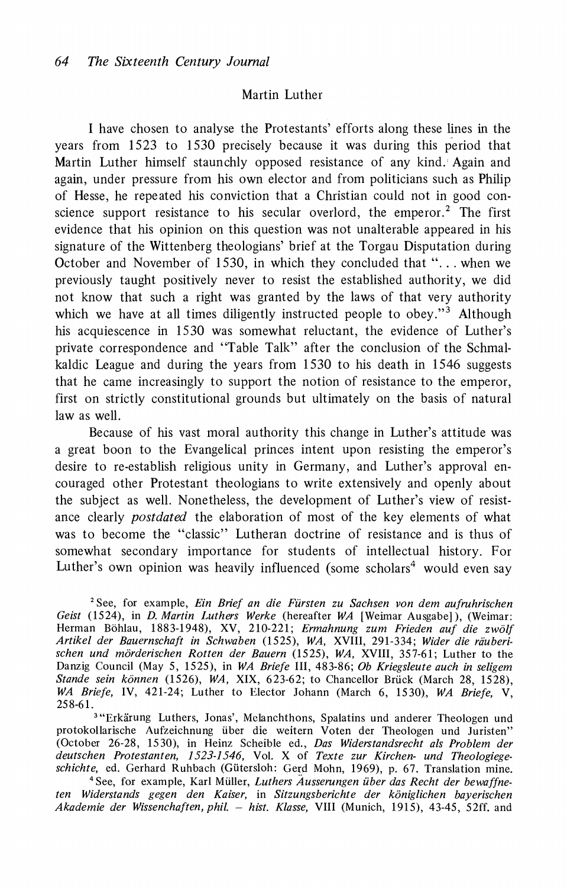## Martin Luther

I have chosen to analyse the Protestants' efforts along these lines in the years from 1523 to 1530 precisely because it was during this period that Martin Luther himself staunchly opposed resistance of any kind. Again and again, under pressure from his own elector and from politicians such as Philip of Hesse, he repeated his conviction that a Christian could not in good conscience support resistance to his secular overlord, the emperor.[2] The first evidence that his opinion on this question was not unalterable appeared in his signature of the Wittenberg theologians' brief at the Torgau Disputation during October and November of 1530, in which they concluded that ". . . when we previously taught positively never to resist the established authority, we did not know that such a right was granted by the laws of that very authority which we have at all times diligently instructed people to obey."[3] Although his acquiescence in 1530 was somewhat reluctant, the evidence of Luther's private correspondence and "Table Talk" after the conclusion of the Schmalkaldic League and during the years from 1530 to his death in 1546 suggests that he came increasingly to support the notion of resistance to the emperor, first on strictly constitutional grounds but ultimately on the basis of natural law as well.

Because of his vast moral authority this change in Luther's attitude was a great boon to the Evangelical princes intent upon resisting the emperor's desire to re-establish religious unity in Germany, and Luther's approval encouraged other Protestant theologians to write extensively and openly about the subject as well. Nonetheless, the development of Luther's view of resistance clearly *postdated* the elaboration of most of the key elements of what was to become the "classic" Lutheran doctrine of resistance and is thus of somewhat secondary importance for students of intellectual history. For Luther's own opinion was heavily influenced (some scholars[4] would even say

[2] See, for example, *Ein Brief an die Fürsten zu Sachsen von dem aufruhrischen Geist* (1524), in *D. Martin Luthers Werke* (hereafter *WA* [Weimar Ausgabe]), (Weimar: Herman Böhlau, 1883-1948), XV, 210-221; *Ermahnung zum Frieden auf die zwölf Artikel der Bauernschaft in Schwaben* (1525), *WA*, XVIII, 291-334; *Wider die räuberischen und mörderischen Rotten der Bauern* (1525), *WA*, XVIII, 357-61; Luther to the Danzig Council (May 5, 1525), in *WA Briefe* III, 483-86; *Ob Kriegsleute auch in seligem Stande sein können* (1526), *WA*, XIX, 623-62; to Chancellor Brück (March 28, 1528), *WA Briefe*, IV, 421-24; Luther to Elector Johann (March 6, 1530), *WA Briefe*, V, 258-61.

[3] "Erkärung Luthers, Jonas', Melanchthons, Spalatins und anderer Theologen und protokollarische Aufzeichnung über die weitern Voten der Theologen und Juristen" (October 26-28, 1530), in Heinz Scheible ed., *Das Widerstandsrecht als Problem der deutschen Protestanten, 1523-1546*, Vol. X of *Texte zur Kirchen- und Theologiegeschichte*, ed. Gerhard Ruhbach (Gütersloh: Gerd Mohn, 1969), p. 67. Translation mine.

[4] See, for example, Karl Müller, *Luthers Äusserungen über das Recht der bewaffneten Widerstands gegen den Kaiser*, in *Sitzungsberichte der königlichen bayerischen Akademie der Wissenschaften, phil. – hist. Klasse*, VIII (Munich, 1915), 43-45, 52ff. and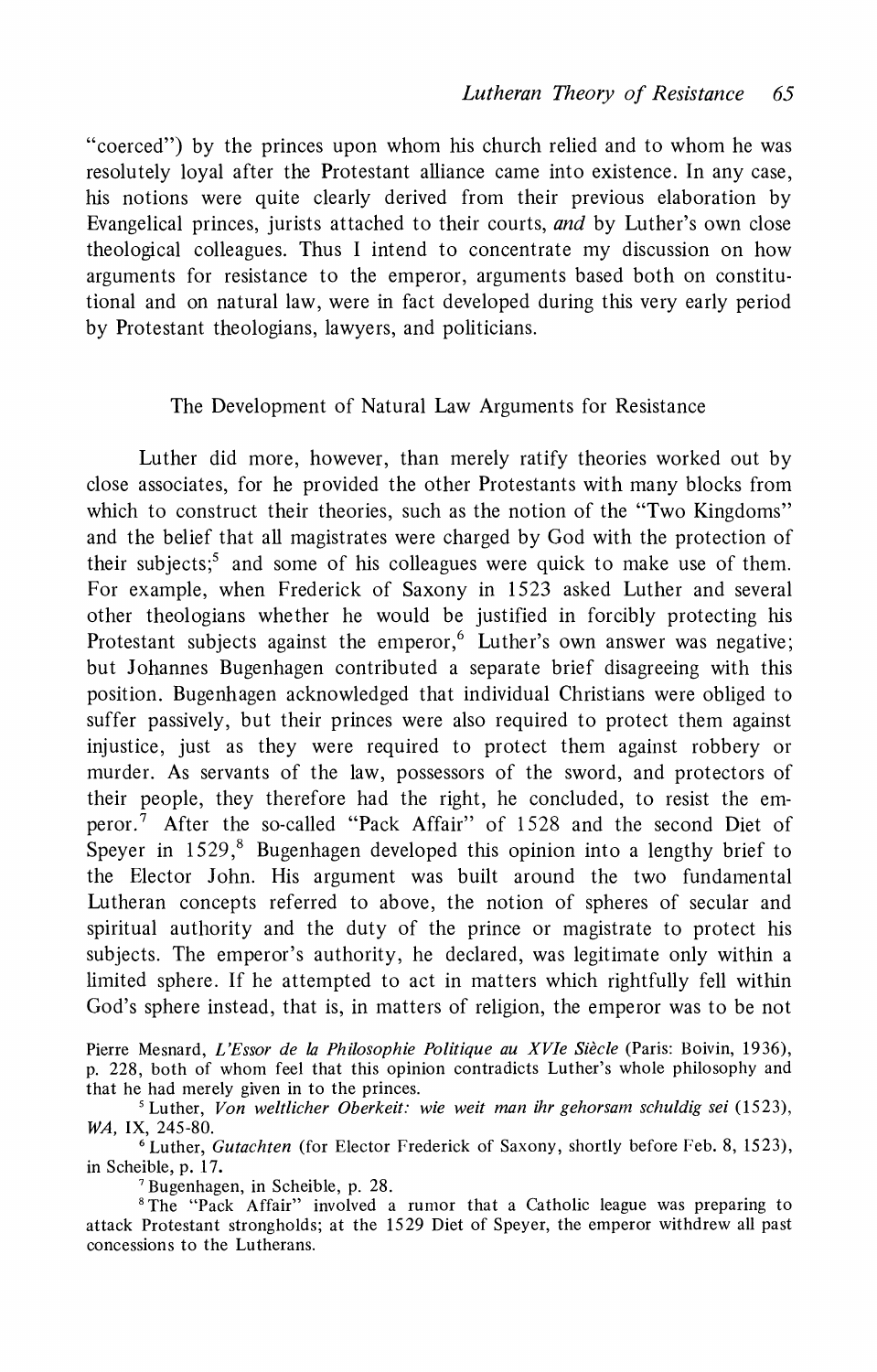"coerced") by the princes upon whom his church relied and to whom he was resolutely loyal after the Protestant alliance came into existence. In any case, his notions were quite clearly derived from their previous elaboration by Evangelical princes, jurists attached to their courts, *and* by Luther's own close theological colleagues. Thus I intend to concentrate my discussion on how arguments for resistance to the emperor, arguments based both on constitutional and on natural law, were in fact developed during this very early period by Protestant theologians, lawyers, and politicians.

## The Development of Natural Law Arguments for Resistance

Luther did more, however, than merely ratify theories worked out by close associates, for he provided the other Protestants with many blocks from which to construct their theories, such as the notion of the "Two Kingdoms" and the belief that all magistrates were charged by God with the protection of their subjects;[5] and some of his colleagues were quick to make use of them. For example, when Frederick of Saxony in 1523 asked Luther and several other theologians whether he would be justified in forcibly protecting his Protestant subjects against the emperor,[6] Luther's own answer was negative; but Johannes Bugenhagen contributed a separate brief disagreeing with this position. Bugenhagen acknowledged that individual Christians were obliged to suffer passively, but their princes were also required to protect them against injustice, just as they were required to protect them against robbery or murder. As servants of the law, possessors of the sword, and protectors of their people, they therefore had the right, he concluded, to resist the emperor.[7] After the so-called "Pack Affair" of 1528 and the second Diet of Speyer in 1529,[8] Bugenhagen developed this opinion into a lengthy brief to the Elector John. His argument was built around the two fundamental Lutheran concepts referred to above, the notion of spheres of secular and spiritual authority and the duty of the prince or magistrate to protect his subjects. The emperor's authority, he declared, was legitimate only within a limited sphere. If he attempted to act in matters which rightfully fell within God's sphere instead, that is, in matters of religion, the emperor was to be not

Pierre Mesnard, *L'Essor de la Philosophie Politique au XVIe Siècle* (Paris: Boivin, 1936), p. 228, both of whom feel that this opinion contradicts Luther's whole philosophy and that he had merely given in to the princes.

[5] Luther, *Von weltlicher Oberkeit: wie weit man ihr gehorsam schuldig sei* (1523), *WA*, IX, 245-80.

[6] Luther, *Gutachten* (for Elector Frederick of Saxony, shortly before Feb. 8, 1523), in Scheible, p. 17.

[7] Bugenhagen, in Scheible, p. 28.

[8] The "Pack Affair" involved a rumor that a Catholic league was preparing to attack Protestant strongholds; at the 1529 Diet of Speyer, the emperor withdrew all past concessions to the Lutherans.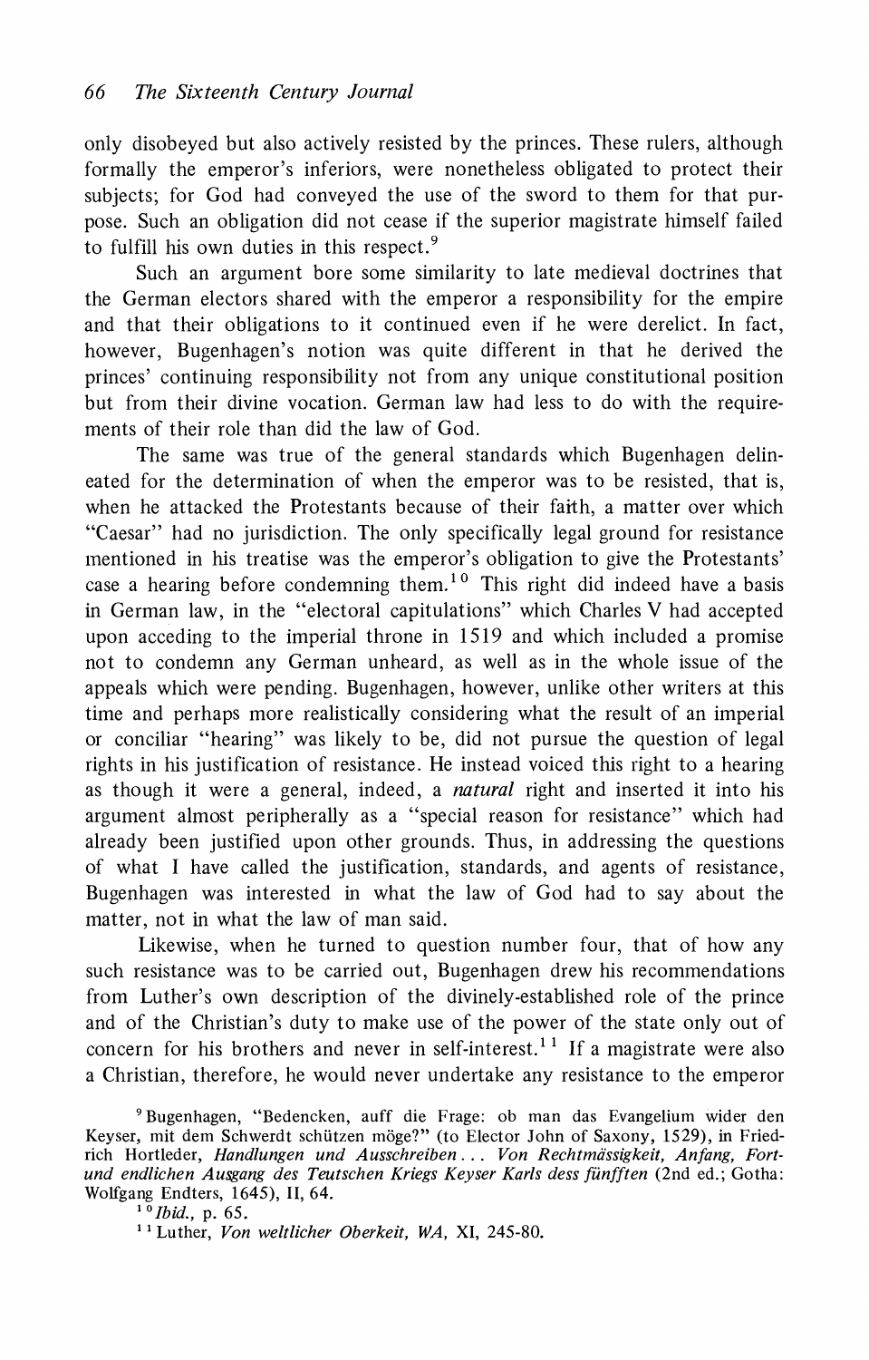only disobeyed but also actively resisted by the princes. These rulers, although formally the emperor's inferiors, were nonetheless obligated to protect their subjects; for God had conveyed the use of the sword to them for that purpose. Such an obligation did not cease if the superior magistrate himself failed to fulfill his own duties in this respect.[9]

Such an argument bore some similarity to late medieval doctrines that the German electors shared with the emperor a responsibility for the empire and that their obligations to it continued even if he were derelict. In fact, however, Bugenhagen's notion was quite different in that he derived the princes' continuing responsibility not from any unique constitutional position but from their divine vocation. German law had less to do with the requirements of their role than did the law of God.

The same was true of the general standards which Bugenhagen delineated for the determination of when the emperor was to be resisted, that is, when he attacked the Protestants because of their faith, a matter over which "Caesar" had no jurisdiction. The only specifically legal ground for resistance mentioned in his treatise was the emperor's obligation to give the Protestants' case a hearing before condemning them.[10] This right did indeed have a basis in German law, in the "electoral capitulations" which Charles V had accepted upon acceding to the imperial throne in 1519 and which included a promise not to condemn any German unheard, as well as in the whole issue of the appeals which were pending. Bugenhagen, however, unlike other writers at this time and perhaps more realistically considering what the result of an imperial or conciliar "hearing" was likely to be, did not pursue the question of legal rights in his justification of resistance. He instead voiced this right to a hearing as though it were a general, indeed, a *natural* right and inserted it into his argument almost peripherally as a "special reason for resistance" which had already been justified upon other grounds. Thus, in addressing the questions of what I have called the justification, standards, and agents of resistance, Bugenhagen was interested in what the law of God had to say about the matter, not in what the law of man said.

Likewise, when he turned to question number four, that of how any such resistance was to be carried out, Bugenhagen drew his recommendations from Luther's own description of the divinely-established role of the prince and of the Christian's duty to make use of the power of the state only out of concern for his brothers and never in self-interest.[11] If a magistrate were also a Christian, therefore, he would never undertake any resistance to the emperor

[9] Bugenhagen, "Bedencken, auff die Frage: ob man das Evangelium wider den Keyser, mit dem Schwerdt schützen möge?" (to Elector John of Saxony, 1529), in Friedrich Hortleder, *Handlungen und Ausschreiben ... Von Rechtmässigkeit, Anfang, Fort- und endlichen Ausgang des Teutschen Kriegs Keyser Karls dess fünfften* (2nd ed.; Gotha: Wolfgang Endters, 1645), II, 64.

[10] *Ibid.*, p. 65.

[11] Luther, *Von weltlicher Oberkeit*, *WA*, XI, 245-80.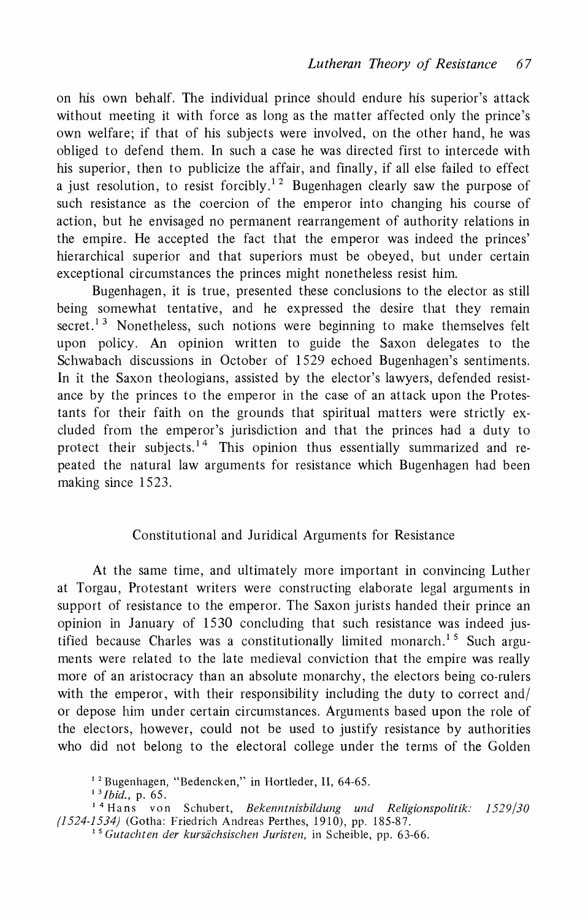on his own behalf. The individual prince should endure his superior's attack without meeting it with force as long as the matter affected only the prince's own welfare; if that of his subjects were involved, on the other hand, he was obliged to defend them. In such a case he was directed first to intercede with his superior, then to publicize the affair, and finally, if all else failed to effect a just resolution, to resist forcibly.[12] Bugenhagen clearly saw the purpose of such resistance as the coercion of the emperor into changing his course of action, but he envisaged no permanent rearrangement of authority relations in the empire. He accepted the fact that the emperor was indeed the princes' hierarchical superior and that superiors must be obeyed, but under certain exceptional circumstances the princes might nonetheless resist him.

Bugenhagen, it is true, presented these conclusions to the elector as still being somewhat tentative, and he expressed the desire that they remain secret.[13] Nonetheless, such notions were beginning to make themselves felt upon policy. An opinion written to guide the Saxon delegates to the Schwabach discussions in October of 1529 echoed Bugenhagen's sentiments. In it the Saxon theologians, assisted by the elector's lawyers, defended resistance by the princes to the emperor in the case of an attack upon the Protestants for their faith on the grounds that spiritual matters were strictly excluded from the emperor's jurisdiction and that the princes had a duty to protect their subjects.[14] This opinion thus essentially summarized and repeated the natural law arguments for resistance which Bugenhagen had been making since 1523.

## Constitutional and Juridical Arguments for Resistance

At the same time, and ultimately more important in convincing Luther at Torgau, Protestant writers were constructing elaborate legal arguments in support of resistance to the emperor. The Saxon jurists handed their prince an opinion in January of 1530 concluding that such resistance was indeed justified because Charles was a constitutionally limited monarch.[15] Such arguments were related to the late medieval conviction that the empire was really more of an aristocracy than an absolute monarchy, the electors being co-rulers with the emperor, with their responsibility including the duty to correct and/or depose him under certain circumstances. Arguments based upon the role of the electors, however, could not be used to justify resistance by authorities who did not belong to the electoral college under the terms of the Golden

[12] Bugenhagen, "Bedencken," in Hortleder, II, 64-65.

[13] *Ibid.,* p. 65.

[14] Hans von Schubert, *Bekenntnisbildung und Religionspolitik: 1529/30 (1524-1534)* (Gotha: Friedrich Andreas Perthes, 1910), pp. 185-87.

[15] *Gutachten der kursächsischen Juristen,* in Scheible, pp. 63-66.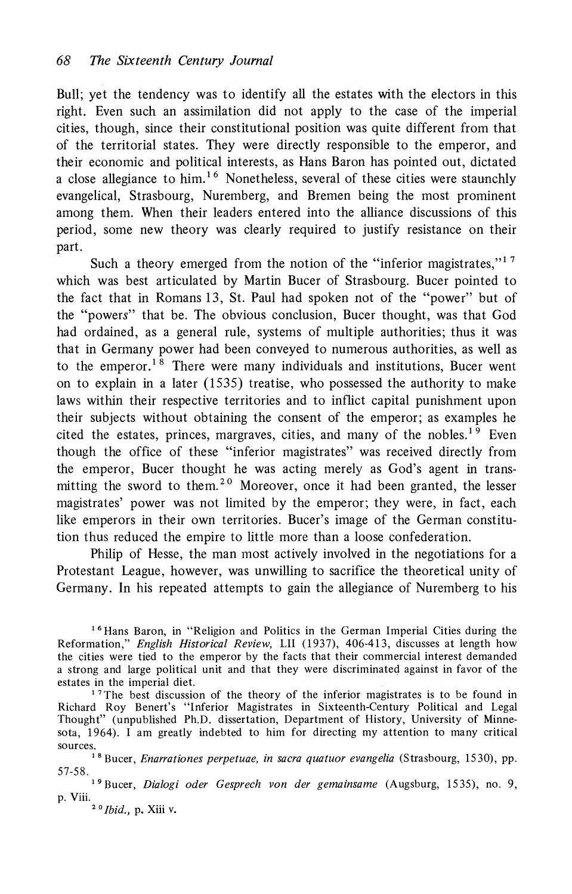Bull; yet the tendency was to identify all the estates with the electors in this right. Even such an assimilation did not apply to the case of the imperial cities, though, since their constitutional position was quite different from that of the territorial states. They were directly responsible to the emperor, and their economic and political interests, as Hans Baron has pointed out, dictated a close allegiance to him.[16] Nonetheless, several of these cities were staunchly evangelical, Strasbourg, Nuremberg, and Bremen being the most prominent among them. When their leaders entered into the alliance discussions of this period, some new theory was clearly required to justify resistance on their part.

Such a theory emerged from the notion of the "inferior magistrates,"[17] which was best articulated by Martin Bucer of Strasbourg. Bucer pointed to the fact that in Romans 13, St. Paul had spoken not of the "power" but of the "powers" that be. The obvious conclusion, Bucer thought, was that God had ordained, as a general rule, systems of multiple authorities; thus it was that in Germany power had been conveyed to numerous authorities, as well as to the emperor.[18] There were many individuals and institutions, Bucer went on to explain in a later (1535) treatise, who possessed the authority to make laws within their respective territories and to inflict capital punishment upon their subjects without obtaining the consent of the emperor; as examples he cited the estates, princes, margraves, cities, and many of the nobles.[19] Even though the office of these "inferior magistrates" was received directly from the emperor, Bucer thought he was acting merely as God's agent in transmitting the sword to them.[20] Moreover, once it had been granted, the lesser magistrates' power was not limited by the emperor; they were, in fact, each like emperors in their own territories. Bucer's image of the German constitution thus reduced the empire to little more than a loose confederation.

Philip of Hesse, the man most actively involved in the negotiations for a Protestant League, however, was unwilling to sacrifice the theoretical unity of Germany. In his repeated attempts to gain the allegiance of Nuremberg to his

---

[16] Hans Baron, in "Religion and Politics in the German Imperial Cities during the Reformation," *English Historical Review,* LII (1937), 406-413, discusses at length how the cities were tied to the emperor by the facts that their commercial interest demanded a strong and large political unit and that they were discriminated against in favor of the estates in the imperial diet.

[17] The best discussion of the theory of the inferior magistrates is to be found in Richard Roy Benert's "Inferior Magistrates in Sixteenth-Century Political and Legal Thought" (unpublished Ph.D. dissertation, Department of History, University of Minnesota, 1964). I am greatly indebted to him for directing my attention to many critical sources.

[18] Bucer, *Enarrationes perpetuae, in sacra quatuor evangelia* (Strasbourg, 1530), pp. 57-58.

[19] Bucer, *Dialogi oder Gesprech von der gemainsame* (Augsburg, 1535), no. 9, p. Viii.

[20] *Ibid.,* p. Xiii v.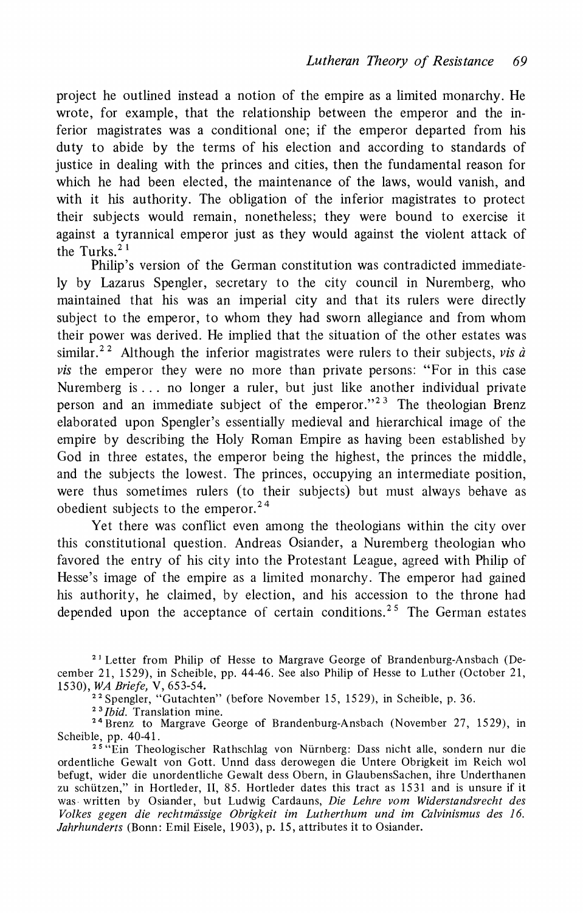project he outlined instead a notion of the empire as a limited monarchy. He wrote, for example, that the relationship between the emperor and the inferior magistrates was a conditional one; if the emperor departed from his duty to abide by the terms of his election and according to standards of justice in dealing with the princes and cities, then the fundamental reason for which he had been elected, the maintenance of the laws, would vanish, and with it his authority. The obligation of the inferior magistrates to protect their subjects would remain, nonetheless; they were bound to exercise it against a tyrannical emperor just as they would against the violent attack of the Turks.[21]

Philip's version of the German constitution was contradicted immediately by Lazarus Spengler, secretary to the city council in Nuremberg, who maintained that his was an imperial city and that its rulers were directly subject to the emperor, to whom they had sworn allegiance and from whom their power was derived. He implied that the situation of the other estates was similar.[22] Although the inferior magistrates were rulers to their subjects, *vis à vis* the emperor they were no more than private persons: "For in this case Nuremberg is . . . no longer a ruler, but just like another individual private person and an immediate subject of the emperor."[23] The theologian Brenz elaborated upon Spengler's essentially medieval and hierarchical image of the empire by describing the Holy Roman Empire as having been established by God in three estates, the emperor being the highest, the princes the middle, and the subjects the lowest. The princes, occupying an intermediate position, were thus sometimes rulers (to their subjects) but must always behave as obedient subjects to the emperor.[24]

Yet there was conflict even among the theologians within the city over this constitutional question. Andreas Osiander, a Nuremberg theologian who favored the entry of his city into the Protestant League, agreed with Philip of Hesse's image of the empire as a limited monarchy. The emperor had gained his authority, he claimed, by election, and his accession to the throne had depended upon the acceptance of certain conditions.[25] The German estates

[21] Letter from Philip of Hesse to Margrave George of Brandenburg-Ansbach (December 21, 1529), in Scheible, pp. 44-46. See also Philip of Hesse to Luther (October 21, 1530), *WA Briefe,* V, 653-54.

[22] Spengler, "Gutachten" (before November 15, 1529), in Scheible, p. 36.

[23] *Ibid.* Translation mine.

[24] Brenz to Margrave George of Brandenburg-Ansbach (November 27, 1529), in Scheible, pp. 40-41.

[25] "Ein Theologischer Rathschlag von Nürnberg: Dass nicht alle, sondern nur die ordentliche Gewalt von Gott. Unnd dass derowegen die Untere Obrigkeit im Reich wol befugt, wider die unordentliche Gewalt dess Obern, in GlaubensSachen, ihre Underthanen zu schützen," in Hortleder, II, 85. Hortleder dates this tract as 1531 and is unsure if it was written by Osiander, but Ludwig Cardauns, *Die Lehre vom Widerstandsrecht des Volkes gegen die rechtmässige Obrigkeit im Lutherthum und im Calvinismus des 16. Jahrhunderts* (Bonn: Emil Eisele, 1903), p. 15, attributes it to Osiander.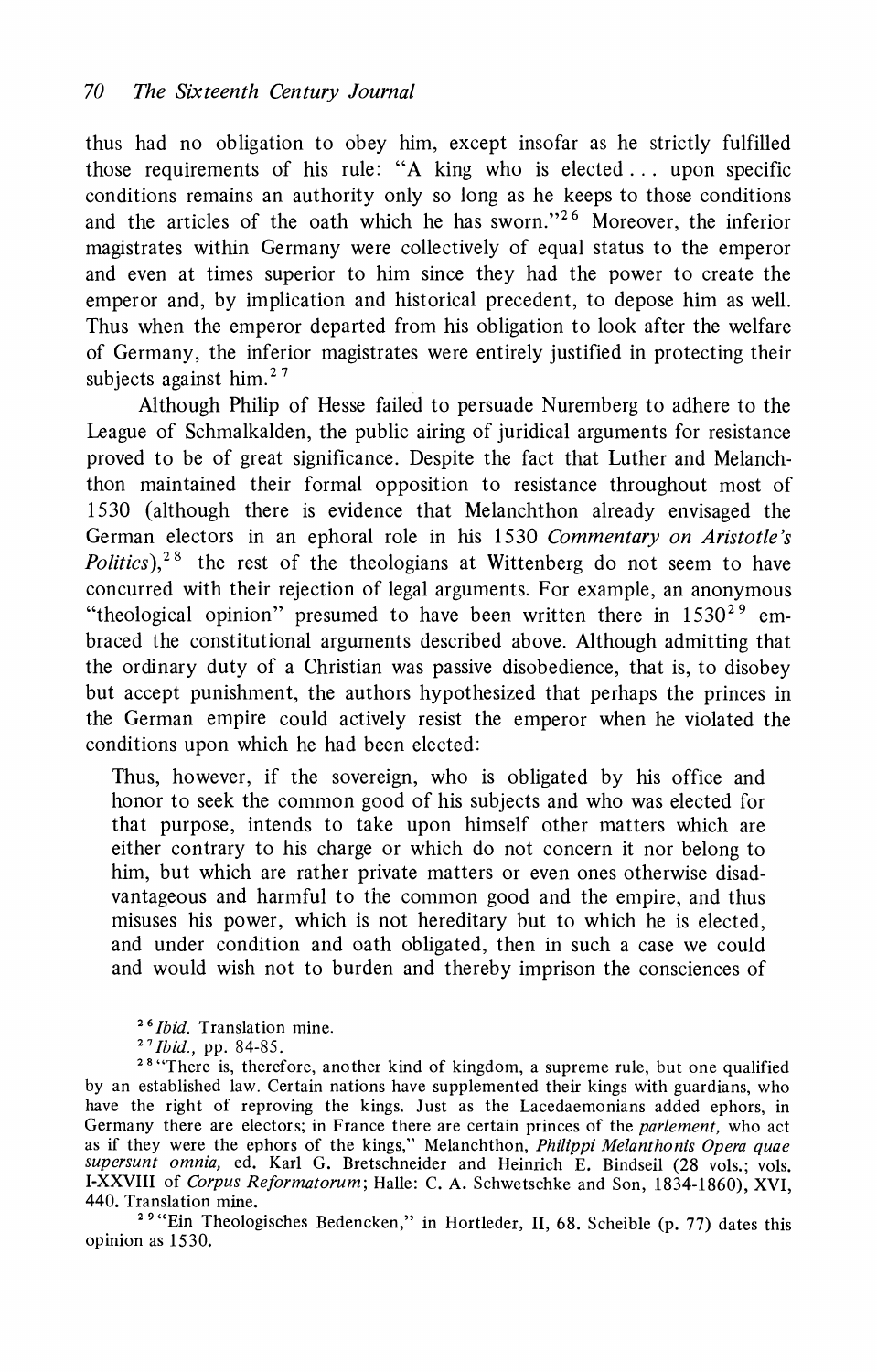thus had no obligation to obey him, except insofar as he strictly fulfilled those requirements of his rule: "A king who is elected . . . upon specific conditions remains an authority only so long as he keeps to those conditions and the articles of the oath which he has sworn."[26] Moreover, the inferior magistrates within Germany were collectively of equal status to the emperor and even at times superior to him since they had the power to create the emperor and, by implication and historical precedent, to depose him as well. Thus when the emperor departed from his obligation to look after the welfare of Germany, the inferior magistrates were entirely justified in protecting their subjects against him.[27]

Although Philip of Hesse failed to persuade Nuremberg to adhere to the League of Schmalkalden, the public airing of juridical arguments for resistance proved to be of great significance. Despite the fact that Luther and Melanchthon maintained their formal opposition to resistance throughout most of 1530 (although there is evidence that Melanchthon already envisaged the German electors in an ephoral role in his 1530 *Commentary on Aristotle's Politics*),[28] the rest of the theologians at Wittenberg do not seem to have concurred with their rejection of legal arguments. For example, an anonymous "theological opinion" presumed to have been written there in 1530[29] embraced the constitutional arguments described above. Although admitting that the ordinary duty of a Christian was passive disobedience, that is, to disobey but accept punishment, the authors hypothesized that perhaps the princes in the German empire could actively resist the emperor when he violated the conditions upon which he had been elected:

> Thus, however, if the sovereign, who is obligated by his office and honor to seek the common good of his subjects and who was elected for that purpose, intends to take upon himself other matters which are either contrary to his charge or which do not concern it nor belong to him, but which are rather private matters or even ones otherwise disadvantageous and harmful to the common good and the empire, and thus misuses his power, which is not hereditary but to which he is elected, and under condition and oath obligated, then in such a case we could and would wish not to burden and thereby imprison the consciences of

[26] *Ibid.* Translation mine.

[27] *Ibid.*, pp. 84-85.

[28] "There is, therefore, another kind of kingdom, a supreme rule, but one qualified by an established law. Certain nations have supplemented their kings with guardians, who have the right of reproving the kings. Just as the Lacedaemonians added ephors, in Germany there are electors; in France there are certain princes of the *parlement*, who act as if they were the ephors of the kings," Melanchthon, *Philippi Melanthonis Opera quae supersunt omnia*, ed. Karl G. Bretschneider and Heinrich E. Bindseil (28 vols.; vols. I-XXVIII of *Corpus Reformatorum*; Halle: C. A. Schwetschke and Son, 1834-1860), XVI, 440. Translation mine.

[29] "Ein Theologisches Bedencken," in Hortleder, II, 68. Scheible (p. 77) dates this opinion as 1530.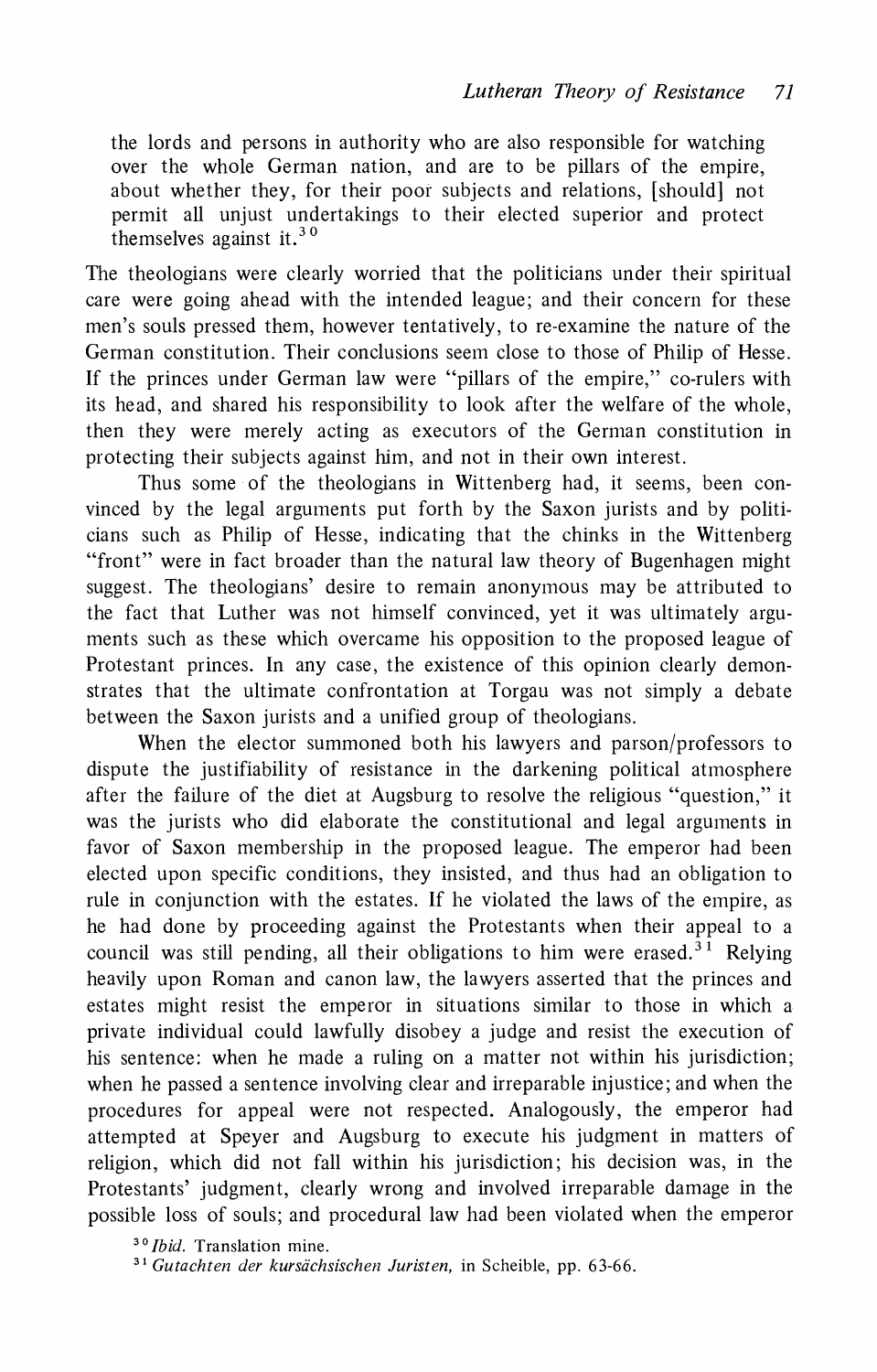> the lords and persons in authority who are also responsible for watching over the whole German nation, and are to be pillars of the empire, about whether they, for their poor subjects and relations, [should] not permit all unjust undertakings to their elected superior and protect themselves against it.[30]

The theologians were clearly worried that the politicians under their spiritual care were going ahead with the intended league; and their concern for these men's souls pressed them, however tentatively, to re-examine the nature of the German constitution. Their conclusions seem close to those of Philip of Hesse. If the princes under German law were "pillars of the empire," co-rulers with its head, and shared his responsibility to look after the welfare of the whole, then they were merely acting as executors of the German constitution in protecting their subjects against him, and not in their own interest.

Thus some of the theologians in Wittenberg had, it seems, been convinced by the legal arguments put forth by the Saxon jurists and by politicians such as Philip of Hesse, indicating that the chinks in the Wittenberg "front" were in fact broader than the natural law theory of Bugenhagen might suggest. The theologians' desire to remain anonymous may be attributed to the fact that Luther was not himself convinced, yet it was ultimately arguments such as these which overcame his opposition to the proposed league of Protestant princes. In any case, the existence of this opinion clearly demonstrates that the ultimate confrontation at Torgau was not simply a debate between the Saxon jurists and a unified group of theologians.

When the elector summoned both his lawyers and parson/professors to dispute the justifiability of resistance in the darkening political atmosphere after the failure of the diet at Augsburg to resolve the religious "question," it was the jurists who did elaborate the constitutional and legal arguments in favor of Saxon membership in the proposed league. The emperor had been elected upon specific conditions, they insisted, and thus had an obligation to rule in conjunction with the estates. If he violated the laws of the empire, as he had done by proceeding against the Protestants when their appeal to a council was still pending, all their obligations to him were erased.[31] Relying heavily upon Roman and canon law, the lawyers asserted that the princes and estates might resist the emperor in situations similar to those in which a private individual could lawfully disobey a judge and resist the execution of his sentence: when he made a ruling on a matter not within his jurisdiction; when he passed a sentence involving clear and irreparable injustice; and when the procedures for appeal were not respected. Analogously, the emperor had attempted at Speyer and Augsburg to execute his judgment in matters of religion, which did not fall within his jurisdiction; his decision was, in the Protestants' judgment, clearly wrong and involved irreparable damage in the possible loss of souls; and procedural law had been violated when the emperor

[30] *Ibid.* Translation mine.

[31] *Gutachten der kursächsischen Juristen,* in Scheible, pp. 63-66.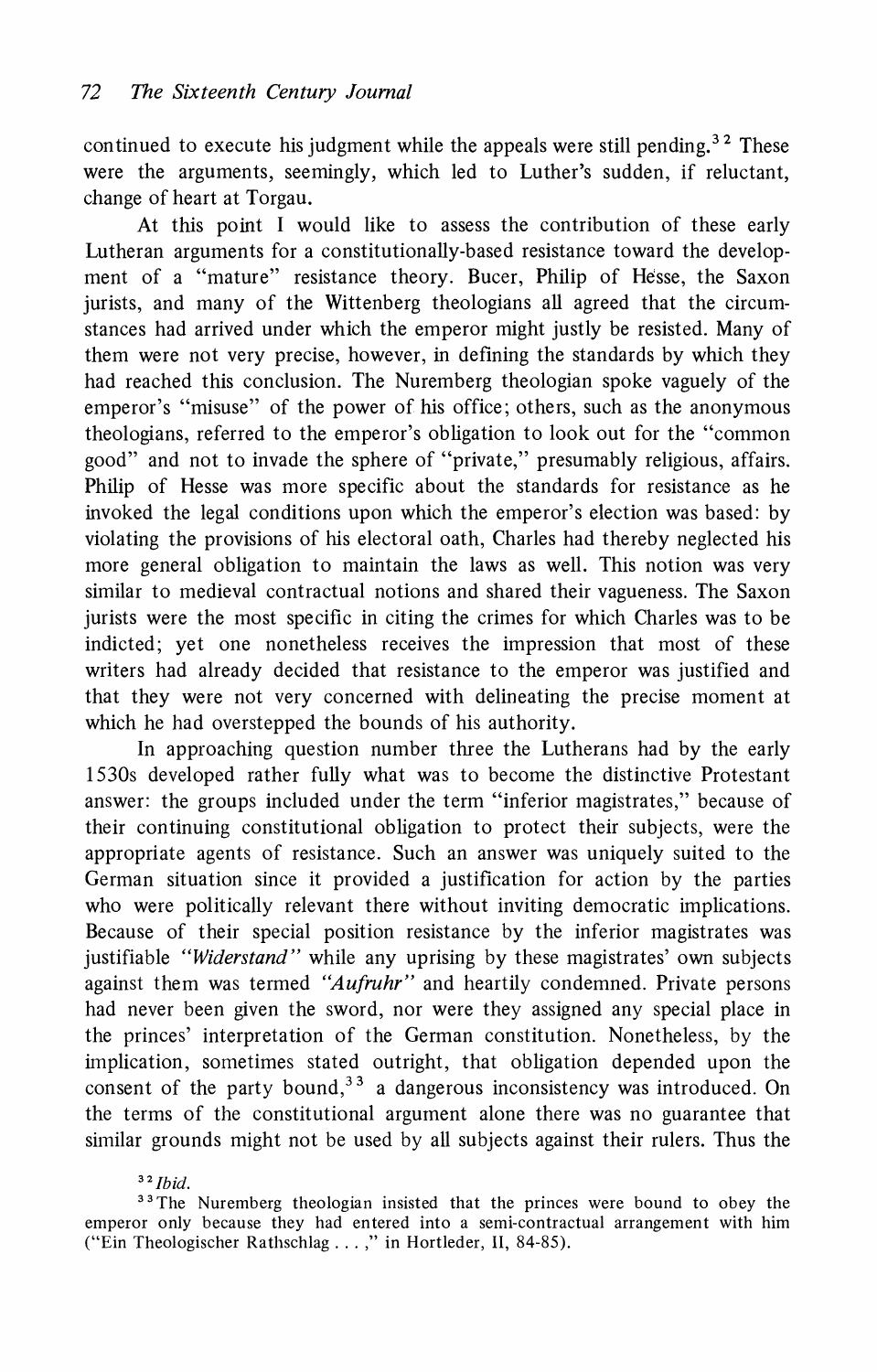continued to execute his judgment while the appeals were still pending.[32] These were the arguments, seemingly, which led to Luther's sudden, if reluctant, change of heart at Torgau.

At this point I would like to assess the contribution of these early Lutheran arguments for a constitutionally-based resistance toward the development of a "mature" resistance theory. Bucer, Philip of Hesse, the Saxon jurists, and many of the Wittenberg theologians all agreed that the circumstances had arrived under which the emperor might justly be resisted. Many of them were not very precise, however, in defining the standards by which they had reached this conclusion. The Nuremberg theologian spoke vaguely of the emperor's "misuse" of the power of his office; others, such as the anonymous theologians, referred to the emperor's obligation to look out for the "common good" and not to invade the sphere of "private," presumably religious, affairs. Philip of Hesse was more specific about the standards for resistance as he invoked the legal conditions upon which the emperor's election was based: by violating the provisions of his electoral oath, Charles had thereby neglected his more general obligation to maintain the laws as well. This notion was very similar to medieval contractual notions and shared their vagueness. The Saxon jurists were the most specific in citing the crimes for which Charles was to be indicted; yet one nonetheless receives the impression that most of these writers had already decided that resistance to the emperor was justified and that they were not very concerned with delineating the precise moment at which he had overstepped the bounds of his authority.

In approaching question number three the Lutherans had by the early 1530s developed rather fully what was to become the distinctive Protestant answer: the groups included under the term "inferior magistrates," because of their continuing constitutional obligation to protect their subjects, were the appropriate agents of resistance. Such an answer was uniquely suited to the German situation since it provided a justification for action by the parties who were politically relevant there without inviting democratic implications. Because of their special position resistance by the inferior magistrates was justifiable *"Widerstand"* while any uprising by these magistrates' own subjects against them was termed *"Aufruhr"* and heartily condemned. Private persons had never been given the sword, nor were they assigned any special place in the princes' interpretation of the German constitution. Nonetheless, by the implication, sometimes stated outright, that obligation depended upon the consent of the party bound,[33] a dangerous inconsistency was introduced. On the terms of the constitutional argument alone there was no guarantee that similar grounds might not be used by all subjects against their rulers. Thus the

[32] *Ibid.*

[33] The Nuremberg theologian insisted that the princes were bound to obey the emperor only because they had entered into a semi-contractual arrangement with him ("Ein Theologischer Rathschlag . . . ," in Hortleder, II, 84-85).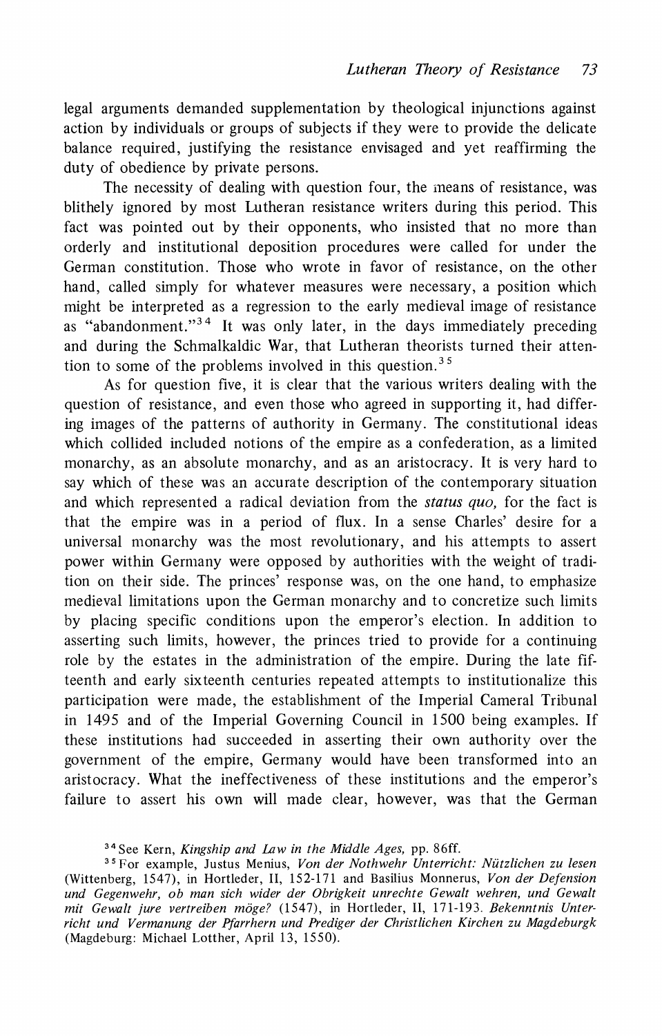legal arguments demanded supplementation by theological injunctions against action by individuals or groups of subjects if they were to provide the delicate balance required, justifying the resistance envisaged and yet reaffirming the duty of obedience by private persons.

The necessity of dealing with question four, the means of resistance, was blithely ignored by most Lutheran resistance writers during this period. This fact was pointed out by their opponents, who insisted that no more than orderly and institutional deposition procedures were called for under the German constitution. Those who wrote in favor of resistance, on the other hand, called simply for whatever measures were necessary, a position which might be interpreted as a regression to the early medieval image of resistance as "abandonment."[34] It was only later, in the days immediately preceding and during the Schmalkaldic War, that Lutheran theorists turned their attention to some of the problems involved in this question.[35]

As for question five, it is clear that the various writers dealing with the question of resistance, and even those who agreed in supporting it, had differing images of the patterns of authority in Germany. The constitutional ideas which collided included notions of the empire as a confederation, as a limited monarchy, as an absolute monarchy, and as an aristocracy. It is very hard to say which of these was an accurate description of the contemporary situation and which represented a radical deviation from the *status quo,* for the fact is that the empire was in a period of flux. In a sense Charles' desire for a universal monarchy was the most revolutionary, and his attempts to assert power within Germany were opposed by authorities with the weight of tradition on their side. The princes' response was, on the one hand, to emphasize medieval limitations upon the German monarchy and to concretize such limits by placing specific conditions upon the emperor's election. In addition to asserting such limits, however, the princes tried to provide for a continuing role by the estates in the administration of the empire. During the late fifteenth and early sixteenth centuries repeated attempts to institutionalize this participation were made, the establishment of the Imperial Cameral Tribunal in 1495 and of the Imperial Governing Council in 1500 being examples. If these institutions had succeeded in asserting their own authority over the government of the empire, Germany would have been transformed into an aristocracy. What the ineffectiveness of these institutions and the emperor's failure to assert his own will made clear, however, was that the German

[34] See Kern, *Kingship and Law in the Middle Ages,* pp. 86ff.

[35] For example, Justus Menius, *Von der Nothwehr Unterricht: Nützlichen zu lesen* (Wittenberg, 1547), in Hortleder, II, 152-171 and Basilius Monnerus, *Von der Defension und Gegenwehr, ob man sich wider der Obrigkeit unrechte Gewalt wehren, und Gewalt mit Gewalt jure vertreiben möge?* (1547), in Hortleder, II, 171-193. *Bekenntnis Unterricht und Vermanung der Pfarrhern und Prediger der Christlichen Kirchen zu Magdeburgk* (Magdeburg: Michael Lotther, April 13, 1550).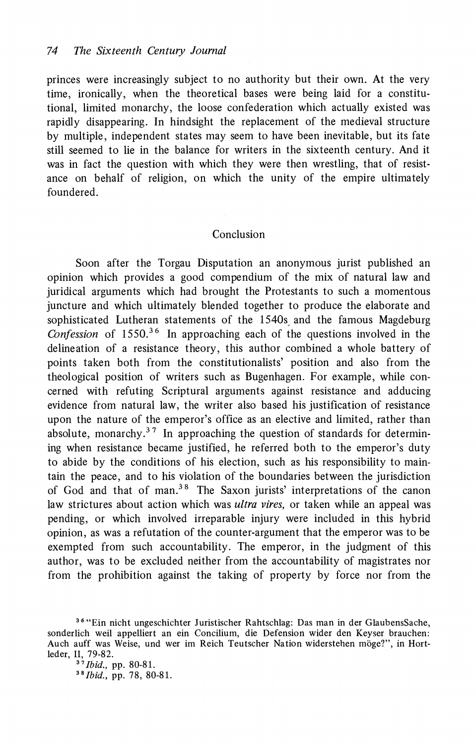princes were increasingly subject to no authority but their own. At the very time, ironically, when the theoretical bases were being laid for a constitutional, limited monarchy, the loose confederation which actually existed was rapidly disappearing. In hindsight the replacement of the medieval structure by multiple, independent states may seem to have been inevitable, but its fate still seemed to lie in the balance for writers in the sixteenth century. And it was in fact the question with which they were then wrestling, that of resistance on behalf of religion, on which the unity of the empire ultimately foundered.

## Conclusion

Soon after the Torgau Disputation an anonymous jurist published an opinion which provides a good compendium of the mix of natural law and juridical arguments which had brought the Protestants to such a momentous juncture and which ultimately blended together to produce the elaborate and sophisticated Lutheran statements of the 1540s and the famous Magdeburg *Confession* of 1550.[36] In approaching each of the questions involved in the delineation of a resistance theory, this author combined a whole battery of points taken both from the constitutionalists' position and also from the theological position of writers such as Bugenhagen. For example, while concerned with refuting Scriptural arguments against resistance and adducing evidence from natural law, the writer also based his justification of resistance upon the nature of the emperor's office as an elective and limited, rather than absolute, monarchy.[37] In approaching the question of standards for determining when resistance became justified, he referred both to the emperor's duty to abide by the conditions of his election, such as his responsibility to maintain the peace, and to his violation of the boundaries between the jurisdiction of God and that of man.[38] The Saxon jurists' interpretations of the canon law strictures about action which was *ultra vires,* or taken while an appeal was pending, or which involved irreparable injury were included in this hybrid opinion, as was a refutation of the counter-argument that the emperor was to be exempted from such accountability. The emperor, in the judgment of this author, was to be excluded neither from the accountability of magistrates nor from the prohibition against the taking of property by force nor from the

[36] "Ein nicht ungeschichter Juristischer Rahtschlag: Das man in der GlaubensSache, sonderlich weil appelliert an ein Concilium, die Defension wider den Keyser brauchen: Auch auff was Weise, und wer im Reich Teutscher Nation widerstehen möge?", in Hortleder, II, 79-82.

[37] *Ibid.,* pp. 80-81.

[38] *Ibid.,* pp. 78, 80-81.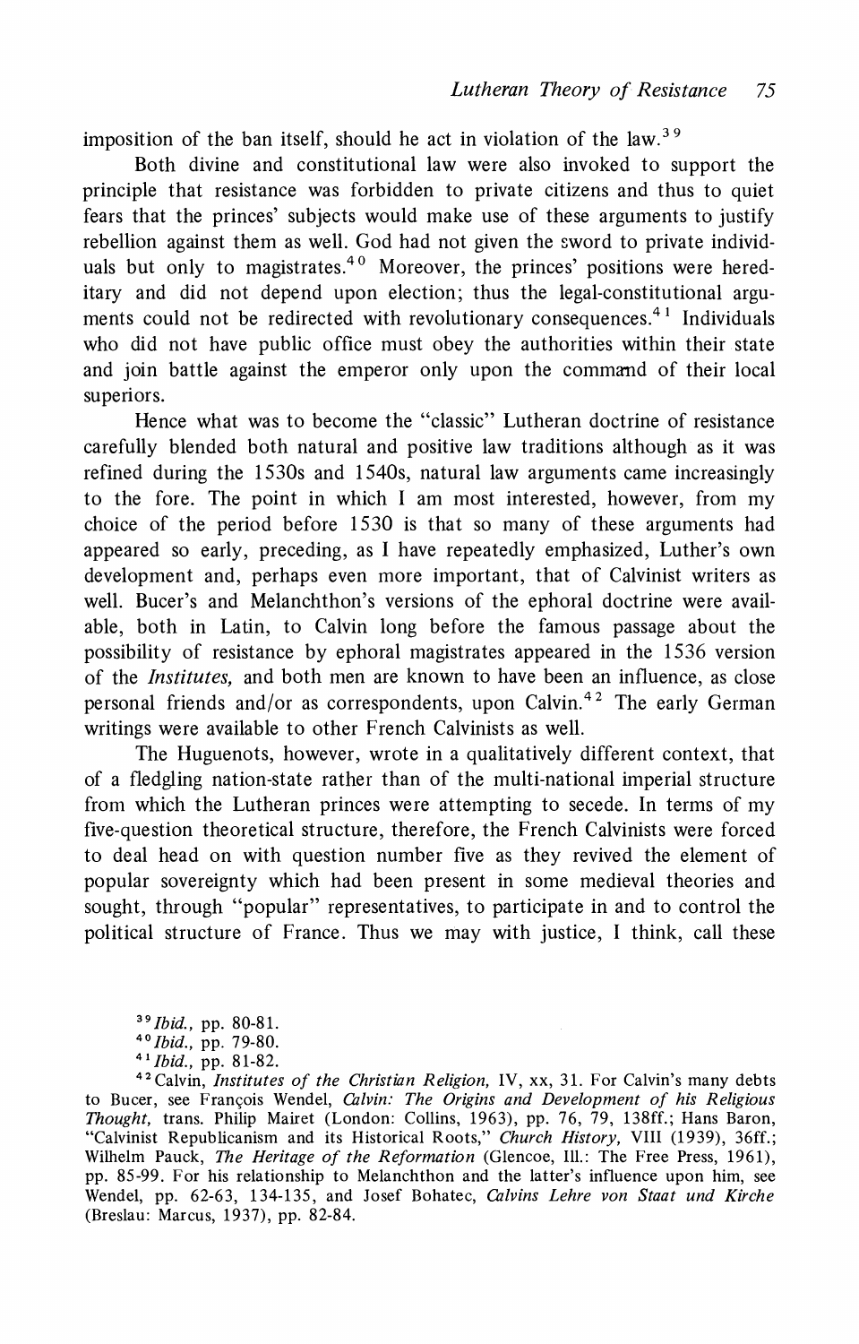imposition of the ban itself, should he act in violation of the law.[39]

Both divine and constitutional law were also invoked to support the principle that resistance was forbidden to private citizens and thus to quiet fears that the princes' subjects would make use of these arguments to justify rebellion against them as well. God had not given the sword to private individuals but only to magistrates.[40] Moreover, the princes' positions were hereditary and did not depend upon election; thus the legal-constitutional arguments could not be redirected with revolutionary consequences.[41] Individuals who did not have public office must obey the authorities within their state and join battle against the emperor only upon the command of their local superiors.

Hence what was to become the "classic" Lutheran doctrine of resistance carefully blended both natural and positive law traditions although as it was refined during the 1530s and 1540s, natural law arguments came increasingly to the fore. The point in which I am most interested, however, from my choice of the period before 1530 is that so many of these arguments had appeared so early, preceding, as I have repeatedly emphasized, Luther's own development and, perhaps even more important, that of Calvinist writers as well. Bucer's and Melanchthon's versions of the ephoral doctrine were available, both in Latin, to Calvin long before the famous passage about the possibility of resistance by ephoral magistrates appeared in the 1536 version of the *Institutes,* and both men are known to have been an influence, as close personal friends and/or as correspondents, upon Calvin.[42] The early German writings were available to other French Calvinists as well.

The Huguenots, however, wrote in a qualitatively different context, that of a fledgling nation-state rather than of the multi-national imperial structure from which the Lutheran princes were attempting to secede. In terms of my five-question theoretical structure, therefore, the French Calvinists were forced to deal head on with question number five as they revived the element of popular sovereignty which had been present in some medieval theories and sought, through "popular" representatives, to participate in and to control the political structure of France. Thus we may with justice, I think, call these

[39] *Ibid.,* pp. 80-81.

[40] *Ibid.,* pp. 79-80.

[41] *Ibid.,* pp. 81-82.

[42] Calvin, *Institutes of the Christian Religion,* IV, xx, 31. For Calvin's many debts to Bucer, see François Wendel, *Calvin: The Origins and Development of his Religious Thought,* trans. Philip Mairet (London: Collins, 1963), pp. 76, 79, 138ff.; Hans Baron, "Calvinist Republicanism and its Historical Roots," *Church History,* VIII (1939), 36ff.; Wilhelm Pauck, *The Heritage of the Reformation* (Glencoe, Ill.: The Free Press, 1961), pp. 85-99. For his relationship to Melanchthon and the latter's influence upon him, see Wendel, pp. 62-63, 134-135, and Josef Bohatec, *Calvins Lehre von Staat und Kirche* (Breslau: Marcus, 1937), pp. 82-84.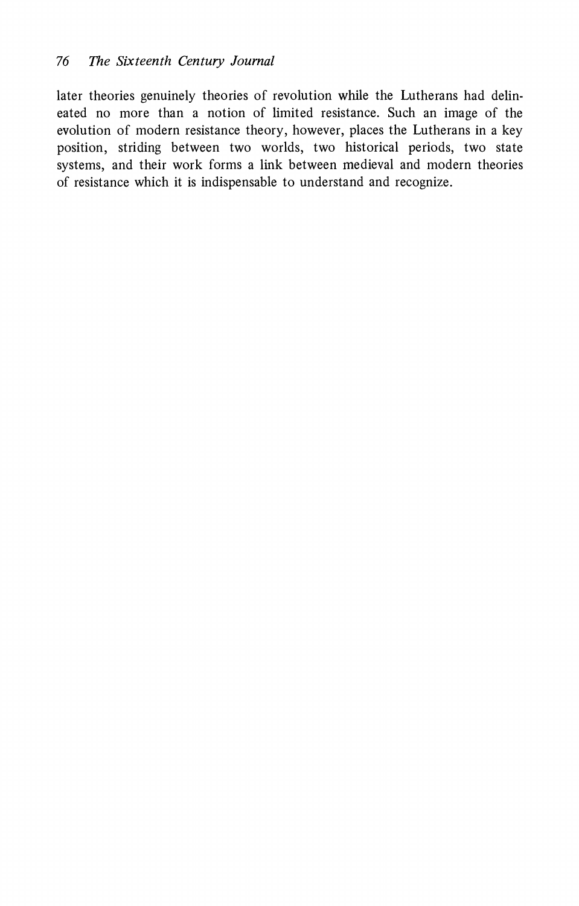later theories genuinely theories of revolution while the Lutherans had delineated no more than a notion of limited resistance. Such an image of the evolution of modern resistance theory, however, places the Lutherans in a key position, striding between two worlds, two historical periods, two state systems, and their work forms a link between medieval and modern theories of resistance which it is indispensable to understand and recognize.